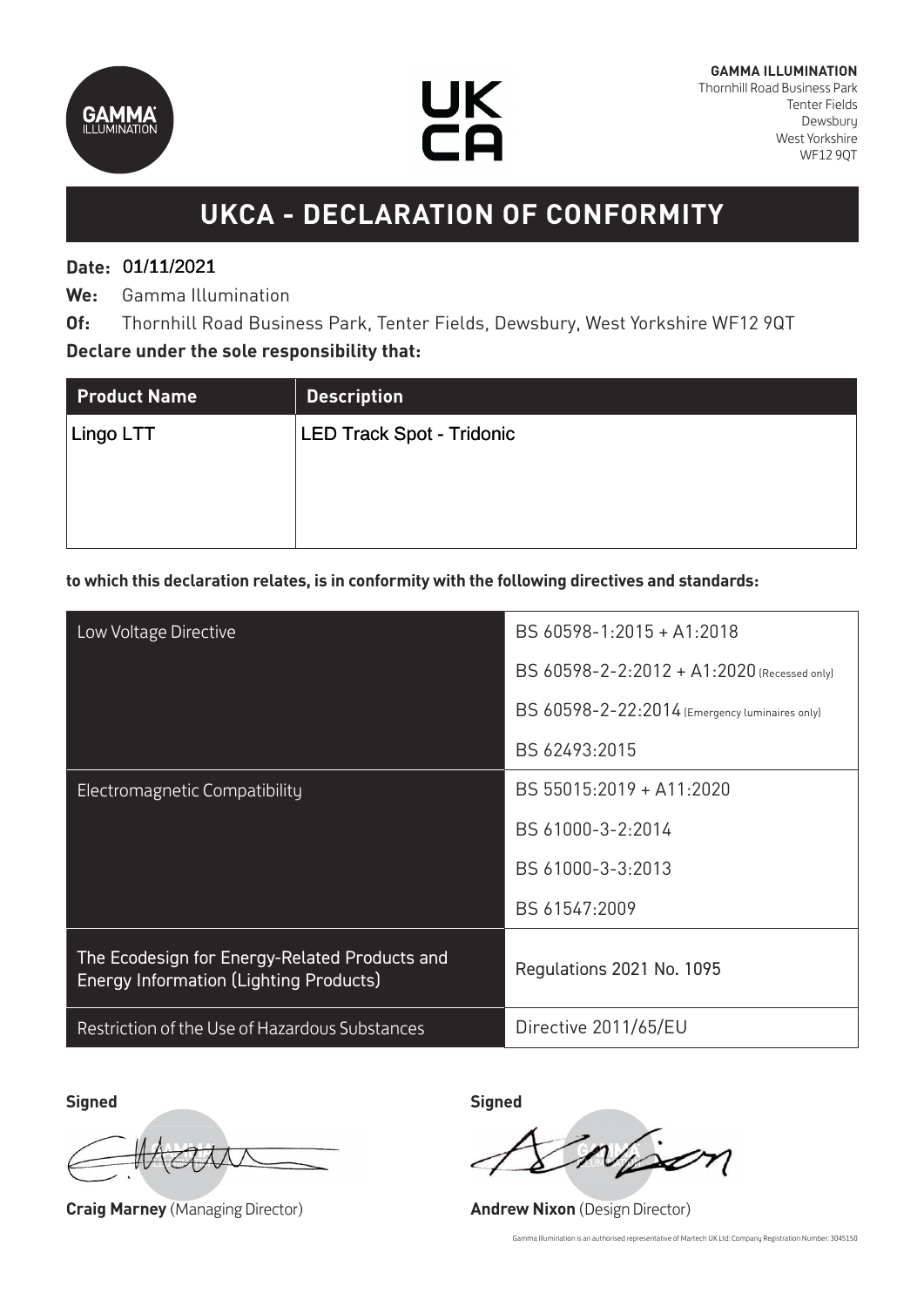**GAMMA ILLUMINATION**
Thornhill Road Business Park
Tenter Fields
Dewsbury
West Yorkshire
WF12 9QT

# UKCA - DECLARATION OF CONFORMITY

**Date:** 01/11/2021

**We:** Gamma Illumination

**Of:** Thornhill Road Business Park, Tenter Fields, Dewsbury, West Yorkshire WF12 9QT

**Declare under the sole responsibility that:**

| Product Name | Description |
|---|---|
| Lingo LTT | LED Track Spot - Tridonic |

**to which this declaration relates, is in conformity with the following directives and standards:**

| | |
|---|---|
| Low Voltage Directive | BS 60598-1:2015 + A1:2018 |
| | BS 60598-2-2:2012 + A1:2020 (Recessed only) |
| | BS 60598-2-22:2014 (Emergency luminaires only) |
| | BS 62493:2015 |
| Electromagnetic Compatibility | BS 55015:2019 + A11:2020 |
| | BS 61000-3-2:2014 |
| | BS 61000-3-3:2013 |
| | BS 61547:2009 |
| The Ecodesign for Energy-Related Products and Energy Information (Lighting Products) | Regulations 2021 No. 1095 |
| Restriction of the Use of Hazardous Substances | Directive 2011/65/EU |

**Signed**

**Craig Marney** (Managing Director)

**Signed**

**Andrew Nixon** (Design Director)

Gamma Illumination is an authorised representative of Martech UK Ltd: Company Registration Number: 3045150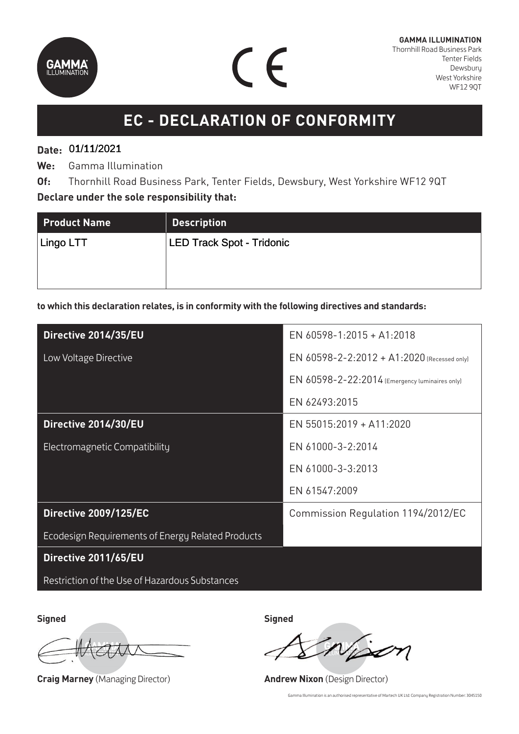**GAMMA ILLUMINATION**
Thornhill Road Business Park
Tenter Fields
Dewsbury
West Yorkshire
WF12 9QT

# EC - DECLARATION OF CONFORMITY

**Date:** 01/11/2021

**We:** Gamma Illumination

**Of:** Thornhill Road Business Park, Tenter Fields, Dewsbury, West Yorkshire WF12 9QT

**Declare under the sole responsibility that:**

| Product Name | Description |
| --- | --- |
| Lingo LTT | LED Track Spot - Tridonic |

**to which this declaration relates, is in conformity with the following directives and standards:**

| | |
| --- | --- |
| **Directive 2014/35/EU** | EN 60598-1:2015 + A1:2018 |
| Low Voltage Directive | EN 60598-2-2:2012 + A1:2020 (Recessed only) |
| | EN 60598-2-22:2014 (Emergency luminaires only) |
| | EN 62493:2015 |
| **Directive 2014/30/EU** | EN 55015:2019 + A11:2020 |
| Electromagnetic Compatibility | EN 61000-3-2:2014 |
| | EN 61000-3-3:2013 |
| | EN 61547:2009 |
| **Directive 2009/125/EC** | Commission Regulation 1194/2012/EC |
| Ecodesign Requirements of Energy Related Products | |
| **Directive 2011/65/EU** | |
| Restriction of the Use of Hazardous Substances | |

**Signed**

**Craig Marney** (Managing Director)

**Signed**

**Andrew Nixon** (Design Director)

Gamma Illumination is an authorised representative of Martech UK Ltd: Company Registration Number: 3045150